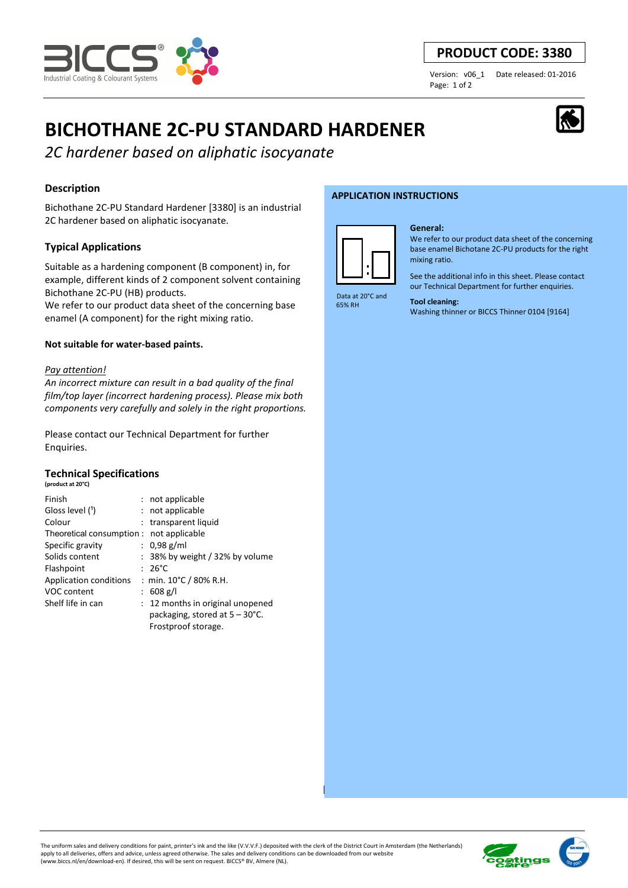**PRODUCT CODE: 3380**

Version: v06_1 Date released: 01-2016

# BICHOTHANE 2C-PU STANDARD HARDENER

*2C hardener based on aliphatic isocyanate*

## Description

Bichothane 2C-PU Standard Hardener [3380] is an industrial 2C hardener based on aliphatic isocyanate.

## Typical Applications

Suitable as a hardening component (B component) in, for example, different kinds of 2 component solvent containing Bichothane 2C-PU (HB) products.
We refer to our product data sheet of the concerning base enamel (A component) for the right mixing ratio.

**Not suitable for water-based paints.**

*Pay attention!*
*An incorrect mixture can result in a bad quality of the final film/top layer (incorrect hardening process). Please mix both components very carefully and solely in the right proportions.*

Please contact our Technical Department for further Enquiries.

## Technical Specifications

**(product at 20°C)**

| | |
|---|---|
| Finish | : not applicable |
| Gloss level (1) | : not applicable |
| Colour | : transparent liquid |
| Theoretical consumption | : not applicable |
| Specific gravity | : 0,98 g/ml |
| Solids content | : 38% by weight / 32% by volume |
| Flashpoint | : 26°C |
| Application conditions | : min. 10°C / 80% R.H. |
| VOC content | : 608 g/l |
| Shelf life in can | : 12 months in original unopened packaging, stored at 5 – 30°C. Frostproof storage. |

## APPLICATION INSTRUCTIONS

Data at 20°C and 65% RH

**General:**
We refer to our product data sheet of the concerning base enamel Bichotane 2C-PU products for the right mixing ratio.

See the additional info in this sheet. Please contact our Technical Department for further enquiries.

**Tool cleaning:**
Washing thinner or BICCS Thinner 0104 [9164]

The uniform sales and delivery conditions for paint, printer's ink and the like (V.V.V.F.) deposited with the clerk of the District Court in Amsterdam (the Netherlands) apply to all deliveries, offers and advice, unless agreed otherwise. The sales and delivery conditions can be downloaded from our website (www.biccs.nl/en/download-en). If desired, this will be sent on request. BICCS® BV, Almere (NL).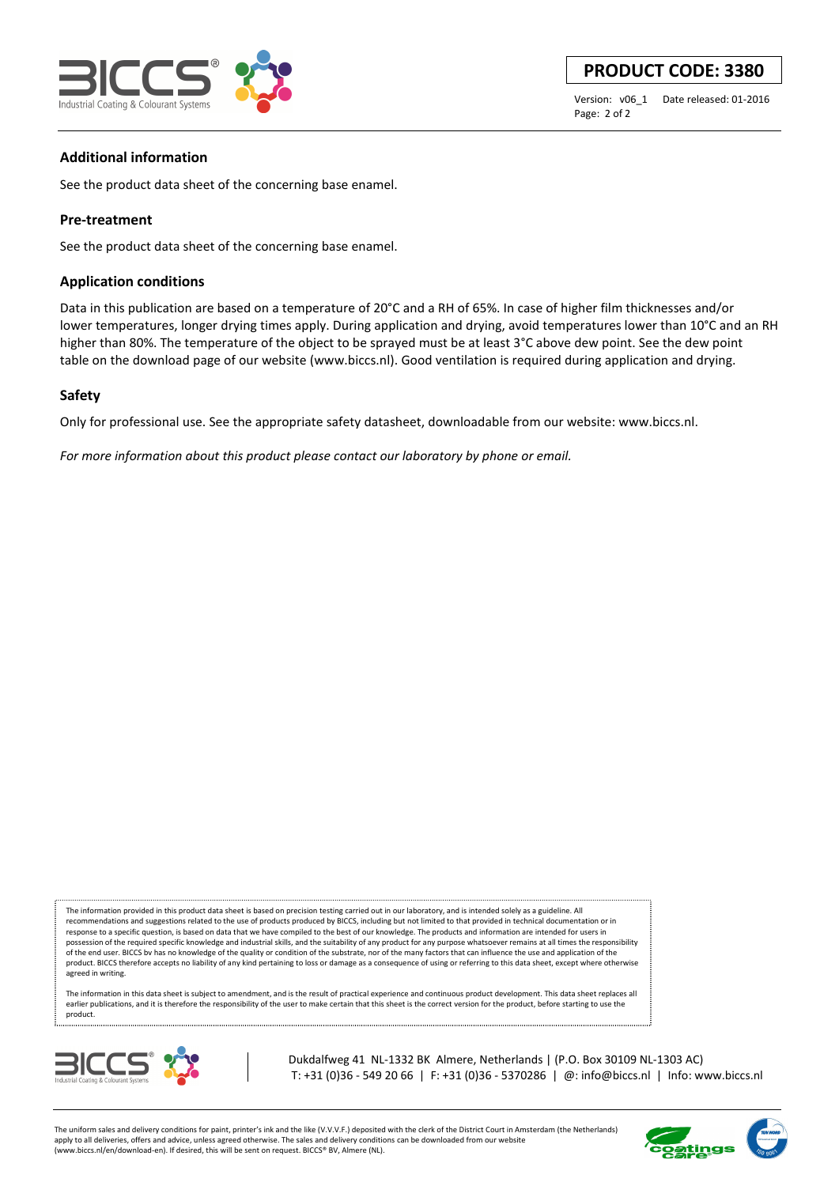## Additional information

See the product data sheet of the concerning base enamel.

## Pre-treatment

See the product data sheet of the concerning base enamel.

## Application conditions

Data in this publication are based on a temperature of 20°C and a RH of 65%. In case of higher film thicknesses and/or lower temperatures, longer drying times apply. During application and drying, avoid temperatures lower than 10°C and an RH higher than 80%. The temperature of the object to be sprayed must be at least 3°C above dew point. See the dew point table on the download page of our website (www.biccs.nl). Good ventilation is required during application and drying.

## Safety

Only for professional use. See the appropriate safety datasheet, downloadable from our website: www.biccs.nl.

*For more information about this product please contact our laboratory by phone or email.*

The information provided in this product data sheet is based on precision testing carried out in our laboratory, and is intended solely as a guideline. All recommendations and suggestions related to the use of products produced by BICCS, including but not limited to that provided in technical documentation or in response to a specific question, is based on data that we have compiled to the best of our knowledge. The products and information are intended for users in possession of the required specific knowledge and industrial skills, and the suitability of any product for any purpose whatsoever remains at all times the responsibility of the end user. BICCS bv has no knowledge of the quality or condition of the substrate, nor of the many factors that can influence the use and application of the product. BICCS therefore accepts no liability of any kind pertaining to loss or damage as a consequence of using or referring to this data sheet, except where otherwise agreed in writing.

The information in this data sheet is subject to amendment, and is the result of practical experience and continuous product development. This data sheet replaces all earlier publications, and it is therefore the responsibility of the user to make certain that this sheet is the correct version for the product, before starting to use the product.

Dukdalfweg 41 NL-1332 BK Almere, Netherlands | (P.O. Box 30109 NL-1303 AC)
T: +31 (0)36 - 549 20 66 | F: +31 (0)36 - 5370286 | @: info@biccs.nl | Info: www.biccs.nl

The uniform sales and delivery conditions for paint, printer's ink and the like (V.V.V.F.) deposited with the clerk of the District Court in Amsterdam (the Netherlands) apply to all deliveries, offers and advice, unless agreed otherwise. The sales and delivery conditions can be downloaded from our website (www.biccs.nl/en/download-en). If desired, this will be sent on request. BICCS® BV, Almere (NL).